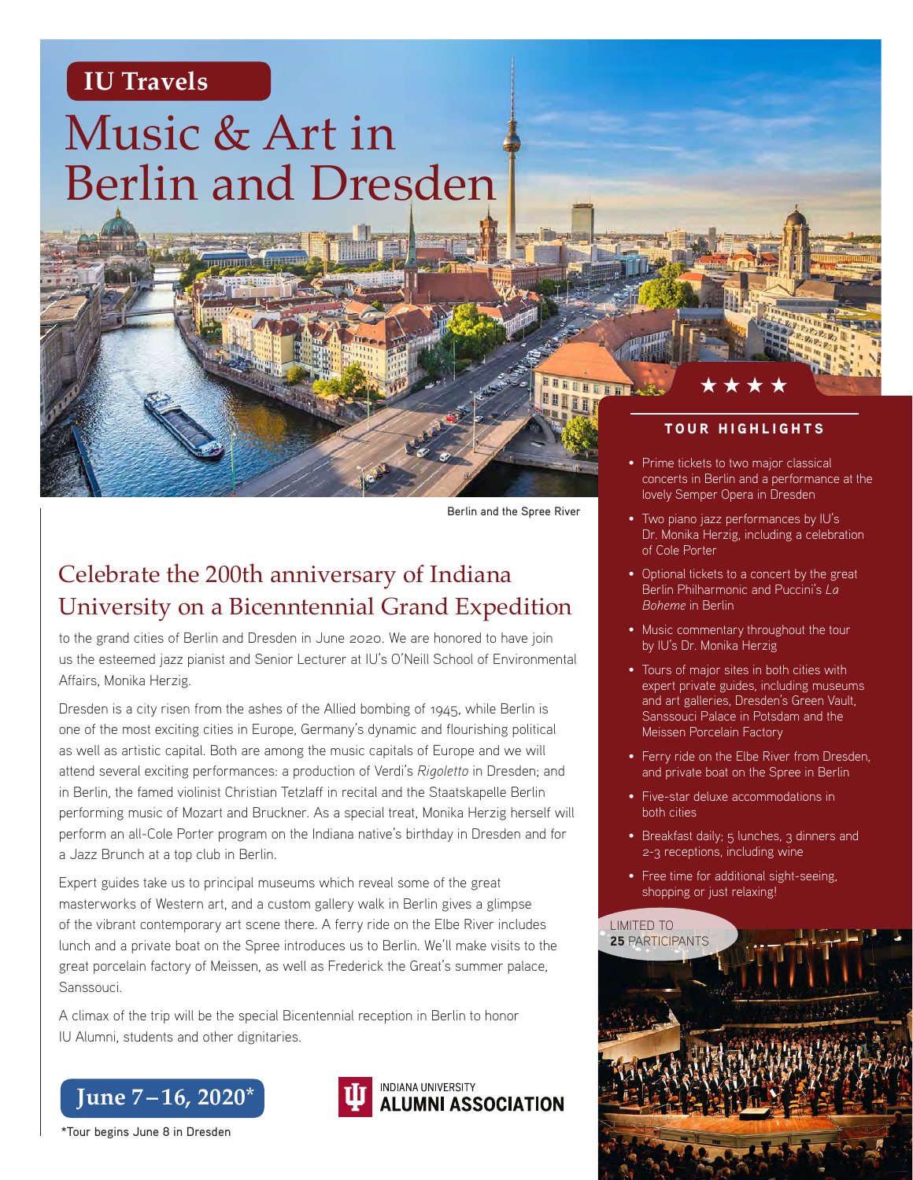**IU Travels**

# Music & Art in Berlin and Dresden

Berlin and the Spree River

## Celebrate the 200th anniversary of Indiana University on a Bicenntennial Grand Expedition

to the grand cities of Berlin and Dresden in June 2020. We are honored to have join us the esteemed jazz pianist and Senior Lecturer at IU's O'Neill School of Environmental Affairs, Monika Herzig.

Dresden is a city risen from the ashes of the Allied bombing of 1945, while Berlin is one of the most exciting cities in Europe, Germany's dynamic and flourishing political as well as artistic capital. Both are among the music capitals of Europe and we will attend several exciting performances: a production of Verdi's *Rigoletto* in Dresden; and in Berlin, the famed violinist Christian Tetzlaff in recital and the Staatskapelle Berlin performing music of Mozart and Bruckner. As a special treat, Monika Herzig herself will perform an all-Cole Porter program on the Indiana native's birthday in Dresden and for a Jazz Brunch at a top club in Berlin.

Expert guides take us to principal museums which reveal some of the great masterworks of Western art, and a custom gallery walk in Berlin gives a glimpse of the vibrant contemporary art scene there. A ferry ride on the Elbe River includes lunch and a private boat on the Spree introduces us to Berlin. We'll make visits to the great porcelain factory of Meissen, as well as Frederick the Great's summer palace, Sanssouci.

A climax of the trip will be the special Bicentennial reception in Berlin to honor IU Alumni, students and other dignitaries.

**June 7 – 16, 2020***

INDIANA UNIVERSITY **ALUMNI ASSOCIATION**

*Tour begins June 8 in Dresden

★★★★

### TOUR HIGHLIGHTS

- Prime tickets to two major classical concerts in Berlin and a performance at the lovely Semper Opera in Dresden
- Two piano jazz performances by IU's Dr. Monika Herzig, including a celebration of Cole Porter
- Optional tickets to a concert by the great Berlin Philharmonic and Puccini's *La Boheme* in Berlin
- Music commentary throughout the tour by IU's Dr. Monika Herzig
- Tours of major sites in both cities with expert private guides, including museums and art galleries, Dresden's Green Vault, Sanssouci Palace in Potsdam and the Meissen Porcelain Factory
- Ferry ride on the Elbe River from Dresden, and private boat on the Spree in Berlin
- Five-star deluxe accommodations in both cities
- Breakfast daily; 5 lunches, 3 dinners and 2-3 receptions, including wine
- Free time for additional sight-seeing, shopping or just relaxing!

LIMITED TO **25** PARTICIPANTS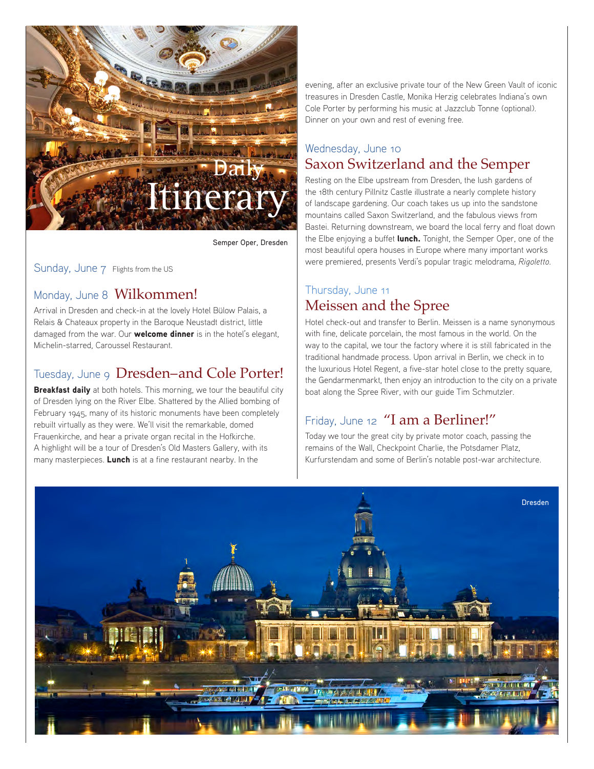# Daily Itinerary

Semper Oper, Dresden

## Sunday, June 7 Flights from the US

## Monday, June 8 Wilkommen!

Arrival in Dresden and check-in at the lovely Hotel Bülow Palais, a Relais & Chateaux property in the Baroque Neustadt district, little damaged from the war. Our **welcome dinner** is in the hotel's elegant, Michelin-starred, Caroussel Restaurant.

## Tuesday, June 9 Dresden–and Cole Porter!

**Breakfast daily** at both hotels. This morning, we tour the beautiful city of Dresden lying on the River Elbe. Shattered by the Allied bombing of February 1945, many of its historic monuments have been completely rebuilt virtually as they were. We'll visit the remarkable, domed Frauenkirche, and hear a private organ recital in the Hofkirche. A highlight will be a tour of Dresden's Old Masters Gallery, with its many masterpieces. **Lunch** is at a fine restaurant nearby. In the evening, after an exclusive private tour of the New Green Vault of iconic treasures in Dresden Castle, Monika Herzig celebrates Indiana's own Cole Porter by performing his music at Jazzclub Tonne (optional). Dinner on your own and rest of evening free.

## Wednesday, June 10 Saxon Switzerland and the Semper

Resting on the Elbe upstream from Dresden, the lush gardens of the 18th century Pillnitz Castle illustrate a nearly complete history of landscape gardening. Our coach takes us up into the sandstone mountains called Saxon Switzerland, and the fabulous views from Bastei. Returning downstream, we board the local ferry and float down the Elbe enjoying a buffet **lunch.** Tonight, the Semper Oper, one of the most beautiful opera houses in Europe where many important works were premiered, presents Verdi's popular tragic melodrama, *Rigoletto.*

## Thursday, June 11 Meissen and the Spree

Hotel check-out and transfer to Berlin. Meissen is a name synonymous with fine, delicate porcelain, the most famous in the world. On the way to the capital, we tour the factory where it is still fabricated in the traditional handmade process. Upon arrival in Berlin, we check in to the luxurious Hotel Regent, a five-star hotel close to the pretty square, the Gendarmenmarkt, then enjoy an introduction to the city on a private boat along the Spree River, with our guide Tim Schmutzler.

## Friday, June 12 "I am a Berliner!"

Today we tour the great city by private motor coach, passing the remains of the Wall, Checkpoint Charlie, the Potsdamer Platz, Kurfurstendam and some of Berlin's notable post-war architecture.

Dresden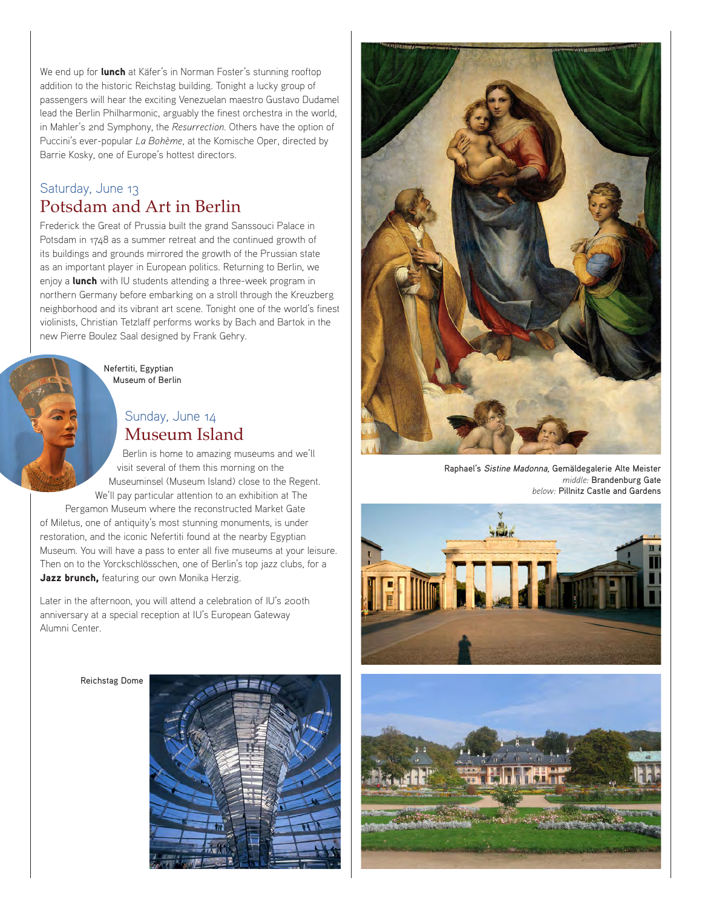We end up for **lunch** at Käfer's in Norman Foster's stunning rooftop addition to the historic Reichstag building. Tonight a lucky group of passengers will hear the exciting Venezuelan maestro Gustavo Dudamel lead the Berlin Philharmonic, arguably the finest orchestra in the world, in Mahler's 2nd Symphony, the *Resurrection*. Others have the option of Puccini's ever-popular *La Bohème*, at the Komische Oper, directed by Barrie Kosky, one of Europe's hottest directors.

## Saturday, June 13
# Potsdam and Art in Berlin

Frederick the Great of Prussia built the grand Sanssouci Palace in Potsdam in 1748 as a summer retreat and the continued growth of its buildings and grounds mirrored the growth of the Prussian state as an important player in European politics. Returning to Berlin, we enjoy a **lunch** with IU students attending a three-week program in northern Germany before embarking on a stroll through the Kreuzberg neighborhood and its vibrant art scene. Tonight one of the world's finest violinists, Christian Tetzlaff performs works by Bach and Bartok in the new Pierre Boulez Saal designed by Frank Gehry.

Nefertiti, Egyptian Museum of Berlin

## Sunday, June 14
# Museum Island

Berlin is home to amazing museums and we'll visit several of them this morning on the Museuminsel (Museum Island) close to the Regent. We'll pay particular attention to an exhibition at The Pergamon Museum where the reconstructed Market Gate of Miletus, one of antiquity's most stunning monuments, is under restoration, and the iconic Nefertiti found at the nearby Egyptian Museum. You will have a pass to enter all five museums at your leisure. Then on to the Yorckschlösschen, one of Berlin's top jazz clubs, for a **Jazz brunch,** featuring our own Monika Herzig.

Later in the afternoon, you will attend a celebration of IU's 200th anniversary at a special reception at IU's European Gateway Alumni Center.

Reichstag Dome

Raphael's *Sistine Madonna,* Gemäldegalerie Alte Meister
*middle:* Brandenburg Gate
*below:* Pillnitz Castle and Gardens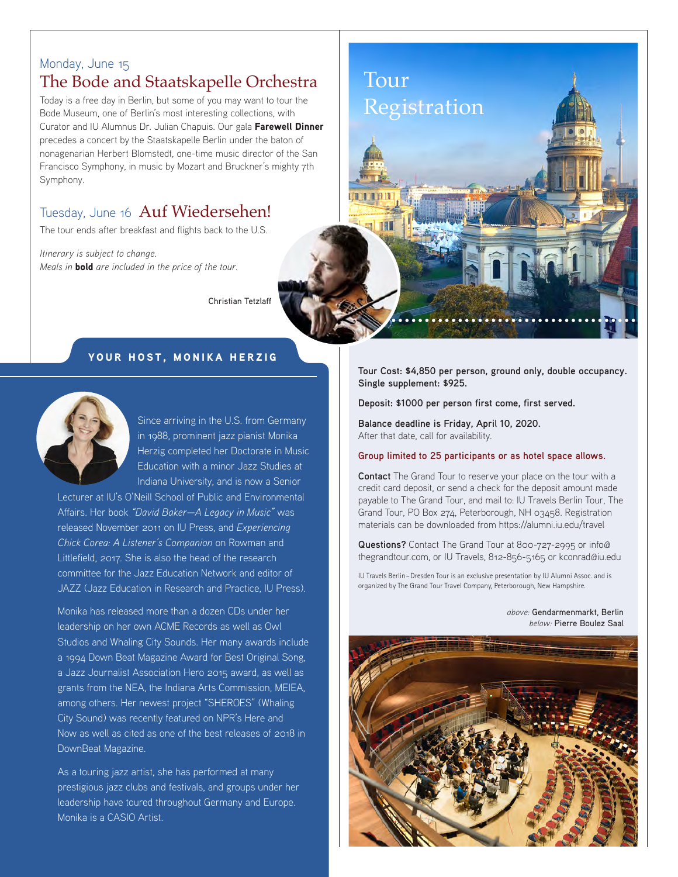## Monday, June 15
## The Bode and Staatskapelle Orchestra

Today is a free day in Berlin, but some of you may want to tour the Bode Museum, one of Berlin's most interesting collections, with Curator and IU Alumnus Dr. Julian Chapuis. Our gala **Farewell Dinner** precedes a concert by the Staatskapelle Berlin under the baton of nonagenarian Herbert Blomstedt, one-time music director of the San Francisco Symphony, in music by Mozart and Bruckner's mighty 7th Symphony.

## Tuesday, June 16 Auf Wiedersehen!

The tour ends after breakfast and flights back to the U.S.

*Itinerary is subject to change.*
*Meals in* **bold** *are included in the price of the tour.*

Christian Tetzlaff

## YOUR HOST, MONIKA HERZIG

Since arriving in the U.S. from Germany in 1988, prominent jazz pianist Monika Herzig completed her Doctorate in Music Education with a minor Jazz Studies at Indiana University, and is now a Senior Lecturer at IU's O'Neill School of Public and Environmental Affairs. Her book *"David Baker—A Legacy in Music"* was released November 2011 on IU Press, and *Experiencing Chick Corea: A Listener's Companion* on Rowman and Littlefield, 2017. She is also the head of the research committee for the Jazz Education Network and editor of JAZZ (Jazz Education in Research and Practice, IU Press).

Monika has released more than a dozen CDs under her leadership on her own ACME Records as well as Owl Studios and Whaling City Sounds. Her many awards include a 1994 Down Beat Magazine Award for Best Original Song, a Jazz Journalist Association Hero 2015 award, as well as grants from the NEA, the Indiana Arts Commission, MEIEA, among others. Her newest project "SHEROES" (Whaling City Sound) was recently featured on NPR's Here and Now as well as cited as one of the best releases of 2018 in DownBeat Magazine.

As a touring jazz artist, she has performed at many prestigious jazz clubs and festivals, and groups under her leadership have toured throughout Germany and Europe. Monika is a CASIO Artist.

# Tour Registration

**Tour Cost: $4,850 per person, ground only, double occupancy. Single supplement: $925.**

**Deposit: $1000 per person first come, first served.**

**Balance deadline is Friday, April 10, 2020.**
After that date, call for availability.

**Group limited to 25 participants or as hotel space allows.**

**Contact** The Grand Tour to reserve your place on the tour with a credit card deposit, or send a check for the deposit amount made payable to The Grand Tour, and mail to: IU Travels Berlin Tour, The Grand Tour, PO Box 274, Peterborough, NH 03458. Registration materials can be downloaded from https://alumni.iu.edu/travel

**Questions?** Contact The Grand Tour at 800-727-2995 or info@thegrandtour.com, or IU Travels, 812-856-5165 or kconrad@iu.edu

IU Travels Berlin–Dresden Tour is an exclusive presentation by IU Alumni Assoc. and is organized by The Grand Tour Travel Company, Peterborough, New Hampshire.

*above:* Gendarmenmarkt, Berlin
*below:* Pierre Boulez Saal